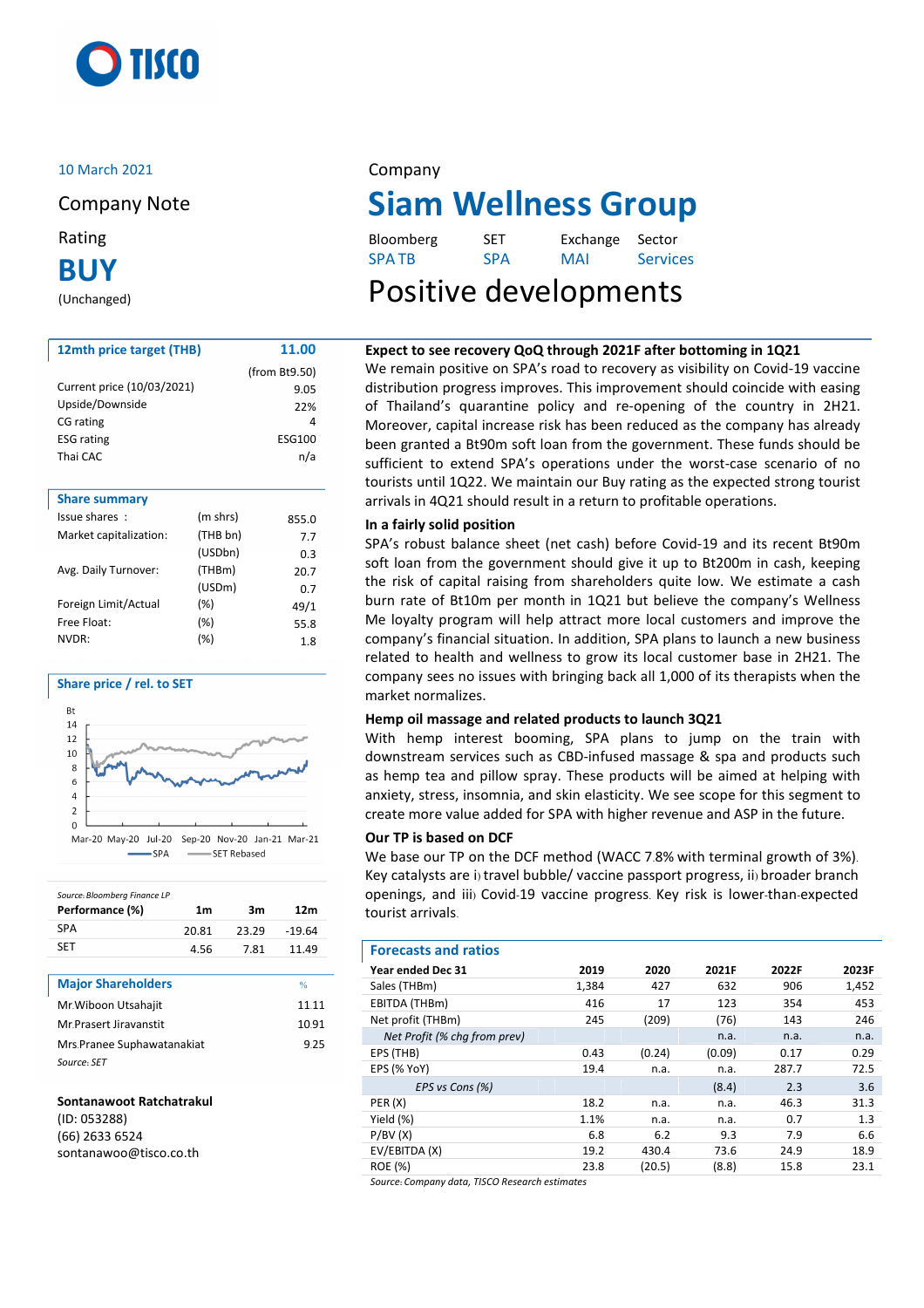10 March 2021

Company Note

Rating

**BUY**

(Unchanged)

Company

# Siam Wellness Group

| Bloomberg | SET | Exchange | Sector |
|---|---|---|---|
| SPA TB | SPA | MAI | Services |

## Positive developments

| 12mth price target (THB) | 11.00 |
|---|---|
| | (from Bt9.50) |
| Current price (10/03/2021) | 9.05 |
| Upside/Downside | 22% |
| CG rating | 4 |
| ESG rating | ESG100 |
| Thai CAC | n/a |

**Share summary**

| | | |
|---|---|---|
| Issue shares : | (m shrs) | 855.0 |
| Market capitalization: | (THB bn) | 7.7 |
| | (USDbn) | 0.3 |
| Avg. Daily Turnover: | (THBm) | 20.7 |
| | (USDm) | 0.7 |
| Foreign Limit/Actual | (%) | 49/1 |
| Free Float: | (%) | 55.8 |
| NVDR: | (%) | 1.8 |

**Share price / rel. to SET**

*Source: Bloomberg Finance LP*

| Performance (%) | 1m | 3m | 12m |
|---|---|---|---|
| SPA | 20.81 | 23.29 | -19.64 |
| SET | 4.56 | 7.81 | 11.49 |

| Major Shareholders | % |
|---|---|
| Mr.Wiboon Utsahajit | 11.11 |
| Mr.Prasert Jiravanstit | 10.91 |
| Mrs.Pranee Suphawatanakiat | 9.25 |

*Source: SET*

**Sontanawoot Ratchatrakul**
(ID: 053288)
(66) 2633 6524
sontanawoo@tisco.co.th

### Expect to see recovery QoQ through 2021F after bottoming in 1Q21

We remain positive on SPA's road to recovery as visibility on Covid-19 vaccine distribution progress improves. This improvement should coincide with easing of Thailand's quarantine policy and re-opening of the country in 2H21. Moreover, capital increase risk has been reduced as the company has already been granted a Bt90m soft loan from the government. These funds should be sufficient to extend SPA's operations under the worst-case scenario of no tourists until 1Q22. We maintain our Buy rating as the expected strong tourist arrivals in 4Q21 should result in a return to profitable operations.

### In a fairly solid position

SPA's robust balance sheet (net cash) before Covid-19 and its recent Bt90m soft loan from the government should give it up to Bt200m in cash, keeping the risk of capital raising from shareholders quite low. We estimate a cash burn rate of Bt10m per month in 1Q21 but believe the company's Wellness Me loyalty program will help attract more local customers and improve the company's financial situation. In addition, SPA plans to launch a new business related to health and wellness to grow its local customer base in 2H21. The company sees no issues with bringing back all 1,000 of its therapists when the market normalizes.

### Hemp oil massage and related products to launch 3Q21

With hemp interest booming, SPA plans to jump on the train with downstream services such as CBD-infused massage & spa and products such as hemp tea and pillow spray. These products will be aimed at helping with anxiety, stress, insomnia, and skin elasticity. We see scope for this segment to create more value added for SPA with higher revenue and ASP in the future.

### Our TP is based on DCF

We base our TP on the DCF method (WACC 7.8% with terminal growth of 3%). Key catalysts are i) travel bubble/ vaccine passport progress, ii) broader branch openings, and iii) Covid-19 vaccine progress. Key risk is lower-than-expected tourist arrivals.

**Forecasts and ratios**

| Year ended Dec 31 | 2019 | 2020 | 2021F | 2022F | 2023F |
|---|---|---|---|---|---|
| Sales (THBm) | 1,384 | 427 | 632 | 906 | 1,452 |
| EBITDA (THBm) | 416 | 17 | 123 | 354 | 453 |
| Net profit (THBm) | 245 | (209) | (76) | 143 | 246 |
| *Net Profit (% chg from prev)* | | | n.a. | n.a. | n.a. |
| EPS (THB) | 0.43 | (0.24) | (0.09) | 0.17 | 0.29 |
| EPS (% YoY) | 19.4 | n.a. | n.a. | 287.7 | 72.5 |
| *EPS vs Cons (%)* | | | (8.4) | 2.3 | 3.6 |
| PER (X) | 18.2 | n.a. | n.a. | 46.3 | 31.3 |
| Yield (%) | 1.1% | n.a. | n.a. | 0.7 | 1.3 |
| P/BV (X) | 6.8 | 6.2 | 9.3 | 7.9 | 6.6 |
| EV/EBITDA (X) | 19.2 | 430.4 | 73.6 | 24.9 | 18.9 |
| ROE (%) | 23.8 | (20.5) | (8.8) | 15.8 | 23.1 |

*Source: Company data, TISCO Research estimates*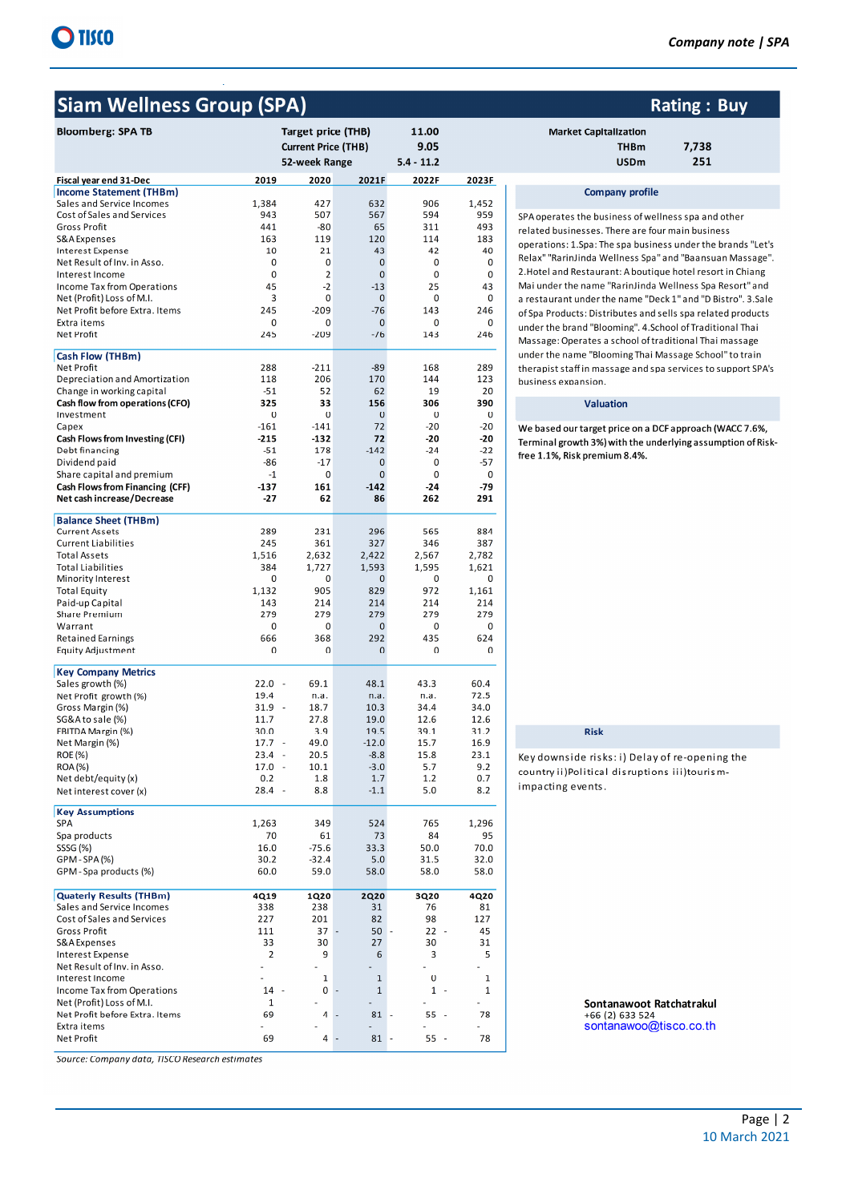# Siam Wellness Group (SPA)

**Rating : Buy**

| Bloomberg: SPA TB | Target price (THB) | 11.00 | Market Capitalization | |
|---|---|---|---|---|
| | Current Price (THB) | 9.05 | THBm | 7,738 |
| | 52-week Range | 5.4 - 11.2 | USDm | 251 |

| Fiscal year end 31-Dec | 2019 | 2020 | 2021F | 2022F | 2023F |
|---|---|---|---|---|---|
| **Income Statement (THBm)** | | | | | |
| Sales and Service Incomes | 1,384 | 427 | 632 | 906 | 1,452 |
| Cost of Sales and Services | 943 | 507 | 567 | 594 | 959 |
| Gross Profit | 441 | -80 | 65 | 311 | 493 |
| S&A Expenses | 163 | 119 | 120 | 114 | 183 |
| Interest Expense | 10 | 21 | 43 | 42 | 40 |
| Net Result of Inv. in Asso. | 0 | 0 | 0 | 0 | 0 |
| Interest Income | 0 | 2 | 0 | 0 | 0 |
| Income Tax from Operations | 45 | -2 | -13 | 25 | 43 |
| Net (Profit) Loss of M.I. | 3 | 0 | 0 | 0 | 0 |
| Net Profit before Extra. Items | 245 | -209 | -76 | 143 | 246 |
| Extra items | 0 | 0 | 0 | 0 | 0 |
| Net Profit | 245 | -209 | -76 | 143 | 246 |
| **Cash Flow (THBm)** | | | | | |
| Net Profit | 288 | -211 | -89 | 168 | 289 |
| Depreciation and Amortization | 118 | 206 | 170 | 144 | 123 |
| Change in working capital | -51 | 52 | 62 | 19 | 20 |
| **Cash flow from operations (CFO)** | **325** | **33** | **156** | **306** | **390** |
| Investment | 0 | 0 | 0 | 0 | 0 |
| Capex | -161 | -141 | 72 | -20 | -20 |
| **Cash Flows from Investing (CFI)** | **-215** | **-132** | **72** | **-20** | **-20** |
| Debt financing | -51 | 178 | -142 | -24 | -22 |
| Dividend paid | -86 | -17 | 0 | 0 | -57 |
| Share capital and premium | -1 | 0 | 0 | 0 | 0 |
| **Cash Flows from Financing (CFF)** | **-137** | **161** | **-142** | **-24** | **-79** |
| **Net cash increase/Decrease** | **-27** | **62** | **86** | **262** | **291** |
| **Balance Sheet (THBm)** | | | | | |
| Current Assets | 289 | 231 | 296 | 565 | 884 |
| Current Liabilities | 245 | 361 | 327 | 346 | 387 |
| Total Assets | 1,516 | 2,632 | 2,422 | 2,567 | 2,782 |
| Total Liabilities | 384 | 1,727 | 1,593 | 1,595 | 1,621 |
| Minority Interest | 0 | 0 | 0 | 0 | 0 |
| Total Equity | 1,132 | 905 | 829 | 972 | 1,161 |
| Paid-up Capital | 143 | 214 | 214 | 214 | 214 |
| Share Premium | 279 | 279 | 279 | 279 | 279 |
| Warrant | 0 | 0 | 0 | 0 | 0 |
| Retained Earnings | 666 | 368 | 292 | 435 | 624 |
| Equity Adjustment | 0 | 0 | 0 | 0 | 0 |
| **Key Company Metrics** | | | | | |
| Sales growth (%) | 22.0 | -69.1 | 48.1 | 43.3 | 60.4 |
| Net Profit growth (%) | 19.4 | n.a. | n.a. | n.a. | 72.5 |
| Gross Margin (%) | 31.9 | -18.7 | 10.3 | 34.4 | 34.0 |
| SG&A to sale (%) | 11.7 | 27.8 | 19.0 | 12.6 | 12.6 |
| EBITDA Margin (%) | 30.0 | 3.9 | 19.5 | 39.1 | 31.2 |
| Net Margin (%) | 17.7 | -49.0 | -12.0 | 15.7 | 16.9 |
| ROE (%) | 23.4 | -20.5 | -8.8 | 15.8 | 23.1 |
| ROA (%) | 17.0 | -10.1 | -3.0 | 5.7 | 9.2 |
| Net debt/equity (x) | 0.2 | 1.8 | 1.7 | 1.2 | 0.7 |
| Net interest cover (x) | 28.4 | -8.8 | -1.1 | 5.0 | 8.2 |
| **Key Assumptions** | | | | | |
| SPA | 1,263 | 349 | 524 | 765 | 1,296 |
| Spa products | 70 | 61 | 73 | 84 | 95 |
| SSSG (%) | 16.0 | -75.6 | 33.3 | 50.0 | 70.0 |
| GPM - SPA (%) | 30.2 | -32.4 | 5.0 | 31.5 | 32.0 |
| GPM - Spa products (%) | 60.0 | 59.0 | 58.0 | 58.0 | 58.0 |
| **Quaterly Results (THBm)** | **4Q19** | **1Q20** | **2Q20** | **3Q20** | **4Q20** |
| Sales and Service Incomes | 338 | 238 | 31 | 76 | 81 |
| Cost of Sales and Services | 227 | 201 | 82 | 98 | 127 |
| Gross Profit | 111 | 37 | -50 | -22 | -45 |
| S&A Expenses | 33 | 30 | 27 | 30 | 31 |
| Interest Expense | 2 | 9 | 6 | 3 | 5 |
| Net Result of Inv. in Asso. | - | - | - | - | - |
| Interest Income | - | 1 | 1 | 0 | 1 |
| Income Tax from Operations | 14 | -0 | -1 | 1 | -1 |
| Net (Profit) Loss of M.I. | 1 | - | - | - | - |
| Net Profit before Extra. Items | 69 | 4 | -81 | -55 | -78 |
| Extra items | - | - | - | - | - |
| Net Profit | 69 | 4 | -81 | -55 | -78 |

*Source: Company data, TISCO Research estimates*

### Company profile

SPA operates the business of wellness spa and other related businesses. There are four main business operations: 1.Spa: The spa business under the brands "Let's Relax" "RarinJinda Wellness Spa" and "Baansuan Massage". 2.Hotel and Restaurant: A boutique hotel resort in Chiang Mai under the name "RarinJinda Wellness Spa Resort" and a restaurant under the name "Deck 1" and "D Bistro". 3.Sale of Spa Products: Distributes and sells spa related products under the brand "Blooming". 4.School of Traditional Thai Massage: Operates a school of traditional Thai massage under the name "Blooming Thai Massage School" to train therapist staff in massage and spa services to support SPA's business expansion.

### Valuation

We based our target price on a DCF approach (WACC 7.6%, Terminal growth 3%) with the underlying assumption of Risk-free 1.1%, Risk premium 8.4%.

### Risk

Key downside risks: i) Delay of re-opening the country ii)Political disruptions iii)tourism-impacting events.

**Sontanawoot Ratchatrakul**
+66 (2) 633 524
sontanawoo@tisco.co.th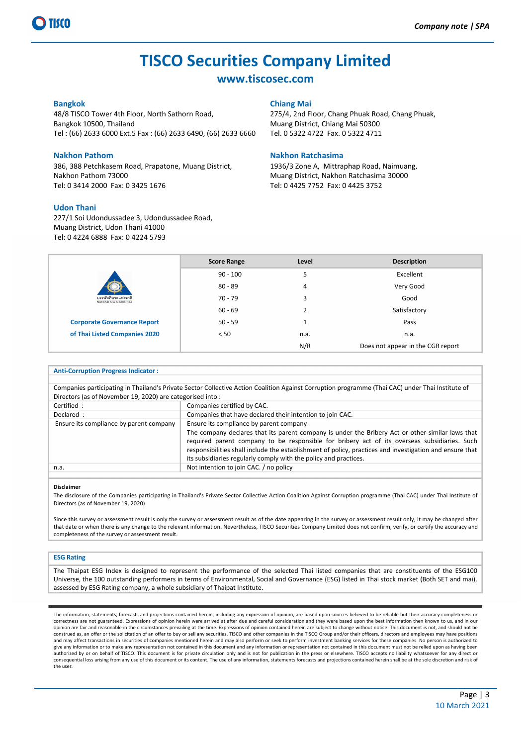# TISCO Securities Company Limited

## www.tiscosec.com

**Bangkok**
48/8 TISCO Tower 4th Floor, North Sathorn Road,
Bangkok 10500, Thailand
Tel : (66) 2633 6000 Ext.5 Fax : (66) 2633 6490, (66) 2633 6660

**Chiang Mai**
275/4, 2nd Floor, Chang Phuak Road, Chang Phuak,
Muang District, Chiang Mai 50300
Tel. 0 5322 4722 Fax. 0 5322 4711

**Nakhon Pathom**
386, 388 Petchkasem Road, Prapatone, Muang District,
Nakhon Pathom 73000
Tel: 0 3414 2000 Fax: 0 3425 1676

**Nakhon Ratchasima**
1936/3 Zone A, Mittraphap Road, Naimuang,
Muang District, Nakhon Ratchasima 30000
Tel: 0 4425 7752 Fax: 0 4425 3752

**Udon Thani**
227/1 Soi Udondussadee 3, Udondussadee Road,
Muang District, Udon Thani 41000
Tel: 0 4224 6888 Fax: 0 4224 5793

| | Score Range | Level | Description |
|---|---|---|---|
| คณะกรรมการบรรษัทภิบาลแห่งชาติ National CG Committee | 90 - 100 | 5 | Excellent |
| | 80 - 89 | 4 | Very Good |
| | 70 - 79 | 3 | Good |
| | 60 - 69 | 2 | Satisfactory |
| **Corporate Governance Report** | 50 - 59 | 1 | Pass |
| **of Thai Listed Companies 2020** | < 50 | n.a. | n.a. |
| | | N/R | Does not appear in the CGR report |

**Anti-Corruption Progress Indicator :**

Companies participating in Thailand's Private Sector Collective Action Coalition Against Corruption programme (Thai CAC) under Thai Institute of Directors (as of November 19, 2020) are categorised into :

| | |
|---|---|
| Certified : | Companies certified by CAC. |
| Declared : | Companies that have declared their intention to join CAC. |
| Ensure its compliance by parent company | Ensure its compliance by parent company<br>The company declares that its parent company is under the Bribery Act or other similar laws that required parent company to be responsible for bribery act of its overseas subsidiaries. Such responsibilities shall include the establishment of policy, practices and investigation and ensure that its subsidiaries regularly comply with the policy and practices. |
| n.a. | Not intention to join CAC. / no policy |

**Disclaimer**

The disclosure of the Companies participating in Thailand's Private Sector Collective Action Coalition Against Corruption programme (Thai CAC) under Thai Institute of Directors (as of November 19, 2020)

Since this survey or assessment result is only the survey or assessment result as of the date appearing in the survey or assessment result only, it may be changed after that date or when there is any change to the relevant information. Nevertheless, TISCO Securities Company Limited does not confirm, verify, or certify the accuracy and completeness of the survey or assessment result.

**ESG Rating**

The Thaipat ESG Index is designed to represent the performance of the selected Thai listed companies that are constituents of the ESG100 Universe, the 100 outstanding performers in terms of Environmental, Social and Governance (ESG) listed in Thai stock market (Both SET and mai), assessed by ESG Rating company, a whole subsidiary of Thaipat Institute.

The information, statements, forecasts and projections contained herein, including any expression of opinion, are based upon sources believed to be reliable but their accuracy completeness or correctness are not guaranteed. Expressions of opinion herein were arrived at after due and careful consideration and they were based upon the best information then known to us, and in our opinion are fair and reasonable in the circumstances prevailing at the time. Expressions of opinion contained herein are subject to change without notice. This document is not, and should not be construed as, an offer or the solicitation of an offer to buy or sell any securities. TISCO and other companies in the TISCO Group and/or their officers, directors and employees may have positions and may affect transactions in securities of companies mentioned herein and may also perform or seek to perform investment banking services for these companies. No person is authorized to give any information or to make any representation not contained in this document and any information or representation not contained in this document must not be relied upon as having been authorized by or on behalf of TISCO. This document is for private circulation only and is not for publication in the press or elsewhere. TISCO accepts no liability whatsoever for any direct or consequential loss arising from any use of this document or its content. The use of any information, statements forecasts and projections contained herein shall be at the sole discretion and risk of the user.

10 March 2021